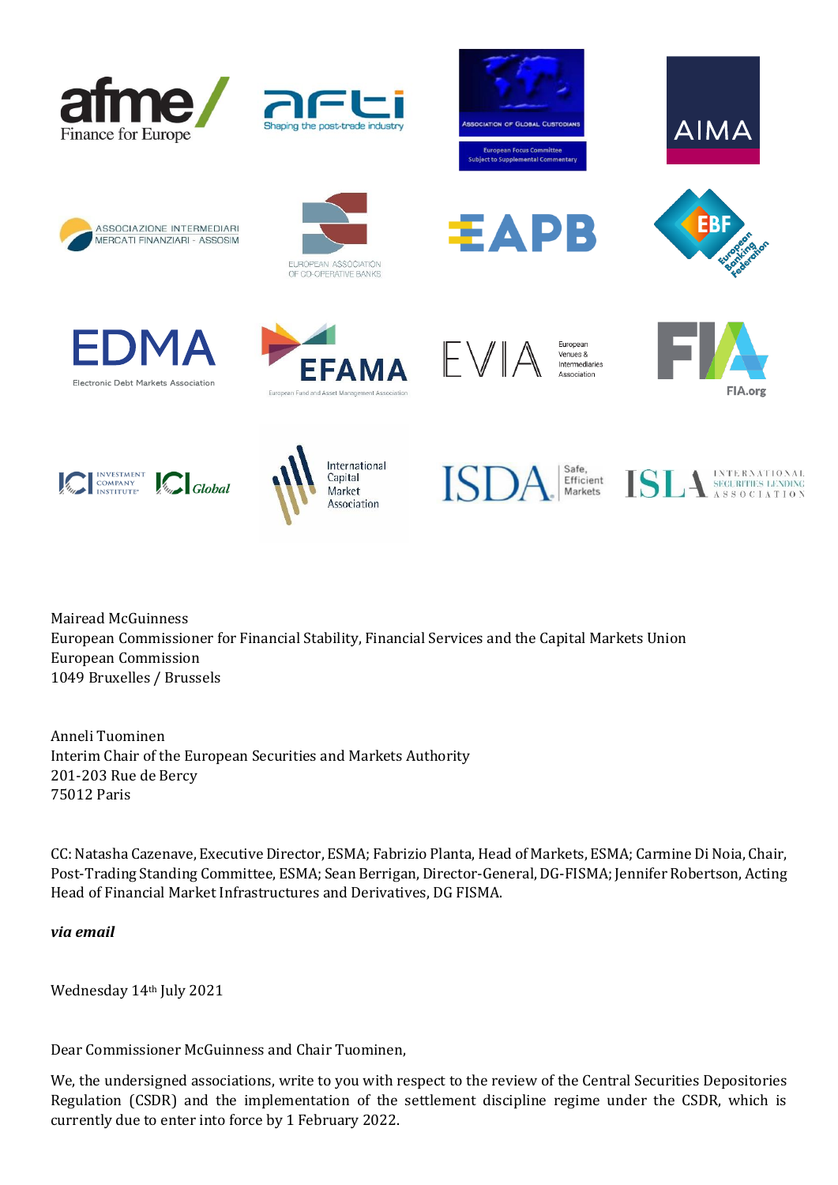Mairead McGuinness
European Commissioner for Financial Stability, Financial Services and the Capital Markets Union
European Commission
1049 Bruxelles / Brussels

Anneli Tuominen
Interim Chair of the European Securities and Markets Authority
201-203 Rue de Bercy
75012 Paris

CC: Natasha Cazenave, Executive Director, ESMA; Fabrizio Planta, Head of Markets, ESMA; Carmine Di Noia, Chair, Post-Trading Standing Committee, ESMA; Sean Berrigan, Director-General, DG-FISMA; Jennifer Robertson, Acting Head of Financial Market Infrastructures and Derivatives, DG FISMA.

***via email***

Wednesday 14th July 2021

Dear Commissioner McGuinness and Chair Tuominen,

We, the undersigned associations, write to you with respect to the review of the Central Securities Depositories Regulation (CSDR) and the implementation of the settlement discipline regime under the CSDR, which is currently due to enter into force by 1 February 2022.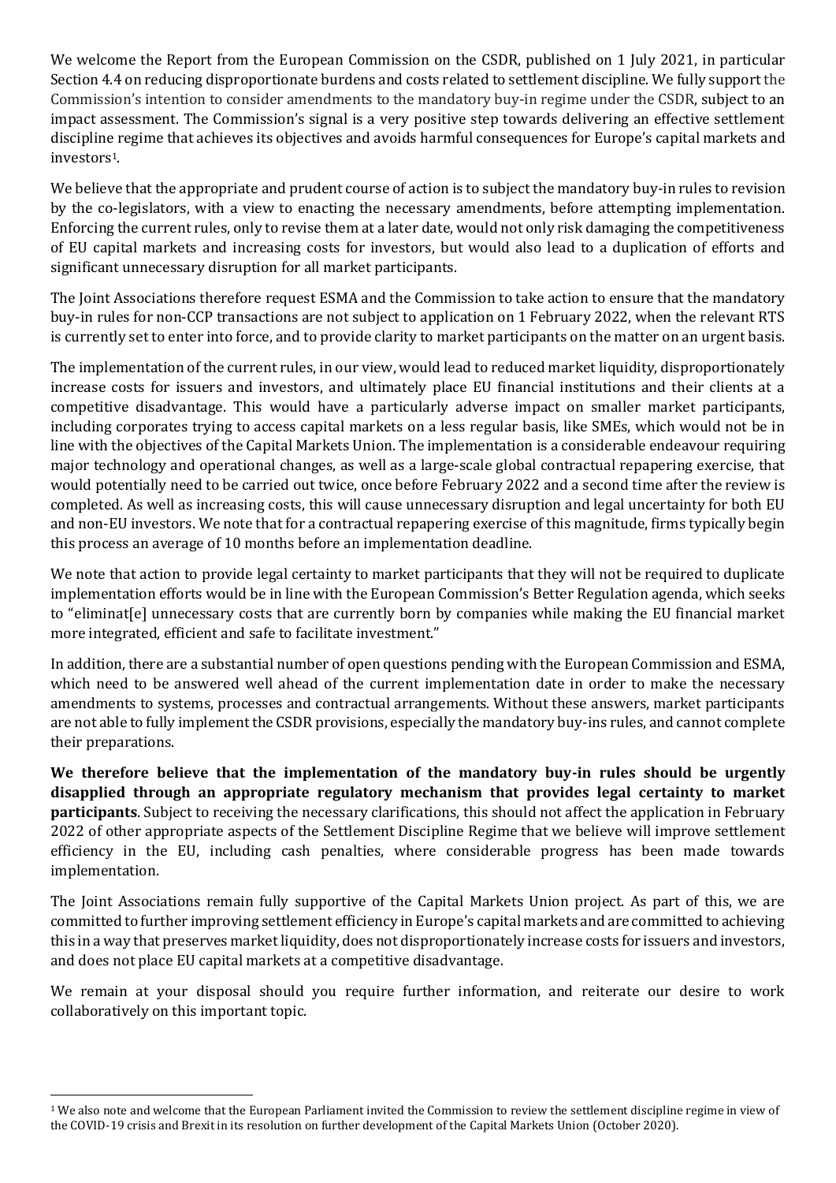We welcome the Report from the European Commission on the CSDR, published on 1 July 2021, in particular Section 4.4 on reducing disproportionate burdens and costs related to settlement discipline. We fully support the Commission's intention to consider amendments to the mandatory buy-in regime under the CSDR, subject to an impact assessment. The Commission's signal is a very positive step towards delivering an effective settlement discipline regime that achieves its objectives and avoids harmful consequences for Europe's capital markets and investors[1].

We believe that the appropriate and prudent course of action is to subject the mandatory buy-in rules to revision by the co-legislators, with a view to enacting the necessary amendments, before attempting implementation. Enforcing the current rules, only to revise them at a later date, would not only risk damaging the competitiveness of EU capital markets and increasing costs for investors, but would also lead to a duplication of efforts and significant unnecessary disruption for all market participants.

The Joint Associations therefore request ESMA and the Commission to take action to ensure that the mandatory buy-in rules for non-CCP transactions are not subject to application on 1 February 2022, when the relevant RTS is currently set to enter into force, and to provide clarity to market participants on the matter on an urgent basis.

The implementation of the current rules, in our view, would lead to reduced market liquidity, disproportionately increase costs for issuers and investors, and ultimately place EU financial institutions and their clients at a competitive disadvantage. This would have a particularly adverse impact on smaller market participants, including corporates trying to access capital markets on a less regular basis, like SMEs, which would not be in line with the objectives of the Capital Markets Union. The implementation is a considerable endeavour requiring major technology and operational changes, as well as a large-scale global contractual repapering exercise, that would potentially need to be carried out twice, once before February 2022 and a second time after the review is completed. As well as increasing costs, this will cause unnecessary disruption and legal uncertainty for both EU and non-EU investors. We note that for a contractual repapering exercise of this magnitude, firms typically begin this process an average of 10 months before an implementation deadline.

We note that action to provide legal certainty to market participants that they will not be required to duplicate implementation efforts would be in line with the European Commission's Better Regulation agenda, which seeks to "eliminat[e] unnecessary costs that are currently born by companies while making the EU financial market more integrated, efficient and safe to facilitate investment."

In addition, there are a substantial number of open questions pending with the European Commission and ESMA, which need to be answered well ahead of the current implementation date in order to make the necessary amendments to systems, processes and contractual arrangements. Without these answers, market participants are not able to fully implement the CSDR provisions, especially the mandatory buy-ins rules, and cannot complete their preparations.

**We therefore believe that the implementation of the mandatory buy-in rules should be urgently disapplied through an appropriate regulatory mechanism that provides legal certainty to market participants**. Subject to receiving the necessary clarifications, this should not affect the application in February 2022 of other appropriate aspects of the Settlement Discipline Regime that we believe will improve settlement efficiency in the EU, including cash penalties, where considerable progress has been made towards implementation.

The Joint Associations remain fully supportive of the Capital Markets Union project. As part of this, we are committed to further improving settlement efficiency in Europe's capital markets and are committed to achieving this in a way that preserves market liquidity, does not disproportionately increase costs for issuers and investors, and does not place EU capital markets at a competitive disadvantage.

We remain at your disposal should you require further information, and reiterate our desire to work collaboratively on this important topic.

[1] We also note and welcome that the European Parliament invited the Commission to review the settlement discipline regime in view of the COVID-19 crisis and Brexit in its resolution on further development of the Capital Markets Union (October 2020).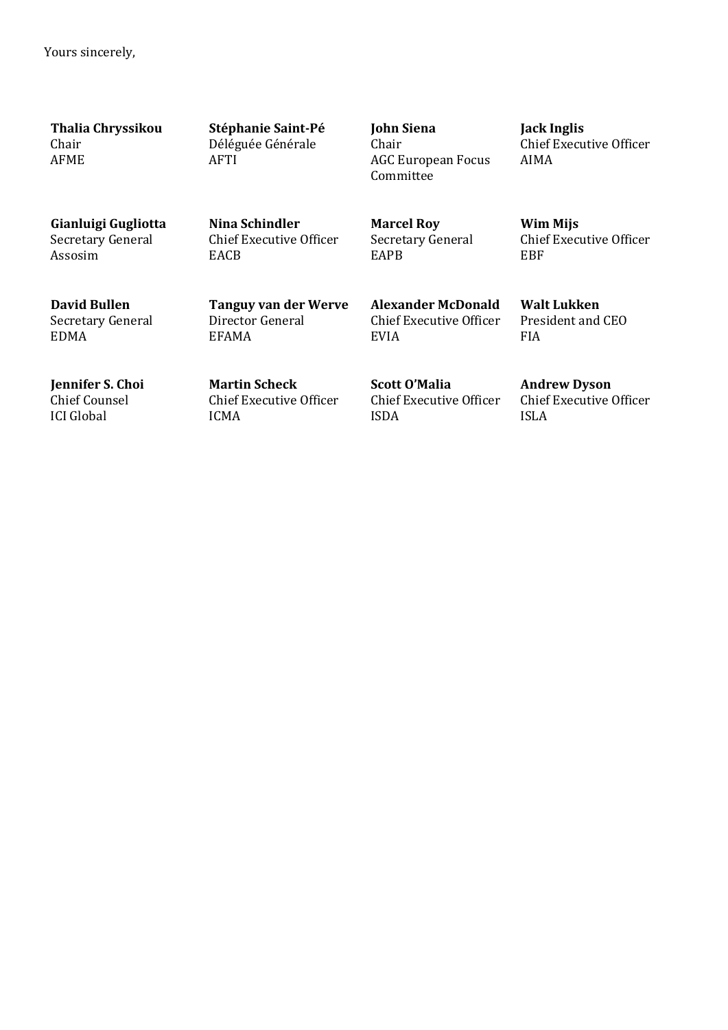Yours sincerely,

**Thalia Chryssikou**
Chair
AFME

**Stéphanie Saint-Pé**
Déléguée Générale
AFTI

**John Siena**
Chair
AGC European Focus Committee

**Jack Inglis**
Chief Executive Officer
AIMA

**Gianluigi Gugliotta**
Secretary General
Assosim

**Nina Schindler**
Chief Executive Officer
EACB

**Marcel Roy**
Secretary General
EAPB

**Wim Mijs**
Chief Executive Officer
EBF

**David Bullen**
Secretary General
EDMA

**Tanguy van der Werve**
Director General
EFAMA

**Alexander McDonald**
Chief Executive Officer
EVIA

**Walt Lukken**
President and CEO
FIA

**Jennifer S. Choi**
Chief Counsel
ICI Global

**Martin Scheck**
Chief Executive Officer
ICMA

**Scott O'Malia**
Chief Executive Officer
ISDA

**Andrew Dyson**
Chief Executive Officer
ISLA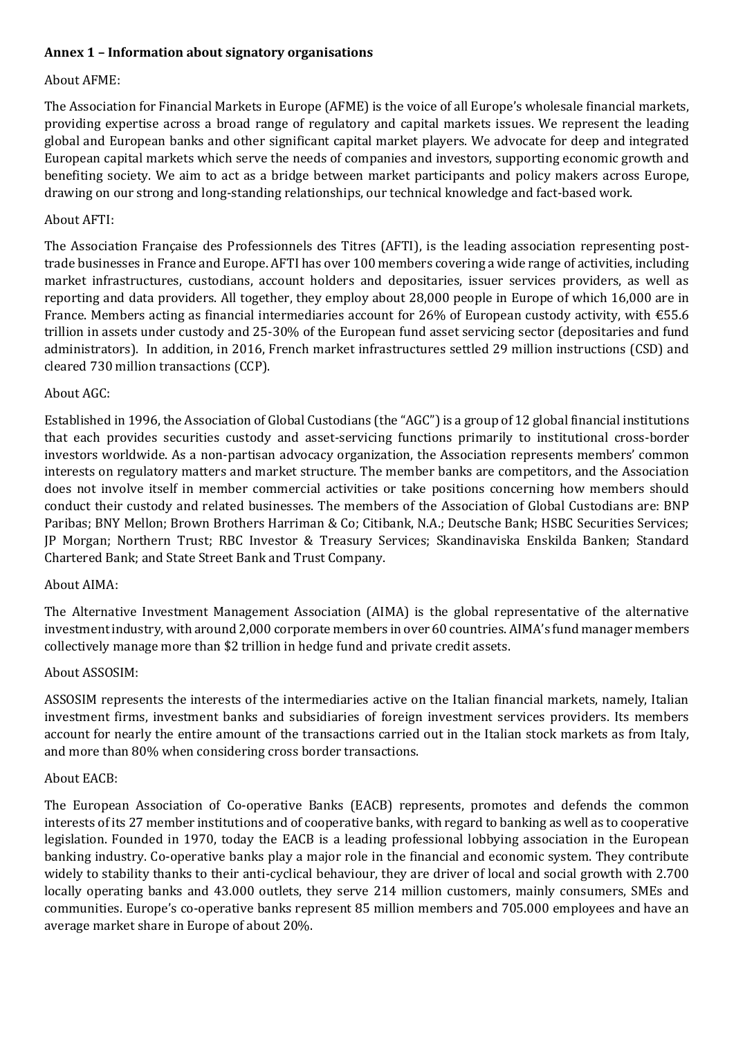**Annex 1 – Information about signatory organisations**

About AFME:

The Association for Financial Markets in Europe (AFME) is the voice of all Europe's wholesale financial markets, providing expertise across a broad range of regulatory and capital markets issues. We represent the leading global and European banks and other significant capital market players. We advocate for deep and integrated European capital markets which serve the needs of companies and investors, supporting economic growth and benefiting society. We aim to act as a bridge between market participants and policy makers across Europe, drawing on our strong and long-standing relationships, our technical knowledge and fact-based work.

About AFTI:

The Association Française des Professionnels des Titres (AFTI), is the leading association representing post-trade businesses in France and Europe. AFTI has over 100 members covering a wide range of activities, including market infrastructures, custodians, account holders and depositaries, issuer services providers, as well as reporting and data providers. All together, they employ about 28,000 people in Europe of which 16,000 are in France. Members acting as financial intermediaries account for 26% of European custody activity, with €55.6 trillion in assets under custody and 25-30% of the European fund asset servicing sector (depositaries and fund administrators). In addition, in 2016, French market infrastructures settled 29 million instructions (CSD) and cleared 730 million transactions (CCP).

About AGC:

Established in 1996, the Association of Global Custodians (the "AGC") is a group of 12 global financial institutions that each provides securities custody and asset-servicing functions primarily to institutional cross-border investors worldwide. As a non-partisan advocacy organization, the Association represents members' common interests on regulatory matters and market structure. The member banks are competitors, and the Association does not involve itself in member commercial activities or take positions concerning how members should conduct their custody and related businesses. The members of the Association of Global Custodians are: BNP Paribas; BNY Mellon; Brown Brothers Harriman & Co; Citibank, N.A.; Deutsche Bank; HSBC Securities Services; JP Morgan; Northern Trust; RBC Investor & Treasury Services; Skandinaviska Enskilda Banken; Standard Chartered Bank; and State Street Bank and Trust Company.

About AIMA:

The Alternative Investment Management Association (AIMA) is the global representative of the alternative investment industry, with around 2,000 corporate members in over 60 countries. AIMA's fund manager members collectively manage more than $2 trillion in hedge fund and private credit assets.

About ASSOSIM:

ASSOSIM represents the interests of the intermediaries active on the Italian financial markets, namely, Italian investment firms, investment banks and subsidiaries of foreign investment services providers. Its members account for nearly the entire amount of the transactions carried out in the Italian stock markets as from Italy, and more than 80% when considering cross border transactions.

About EACB:

The European Association of Co-operative Banks (EACB) represents, promotes and defends the common interests of its 27 member institutions and of cooperative banks, with regard to banking as well as to cooperative legislation. Founded in 1970, today the EACB is a leading professional lobbying association in the European banking industry. Co-operative banks play a major role in the financial and economic system. They contribute widely to stability thanks to their anti-cyclical behaviour, they are driver of local and social growth with 2.700 locally operating banks and 43.000 outlets, they serve 214 million customers, mainly consumers, SMEs and communities. Europe's co-operative banks represent 85 million members and 705.000 employees and have an average market share in Europe of about 20%.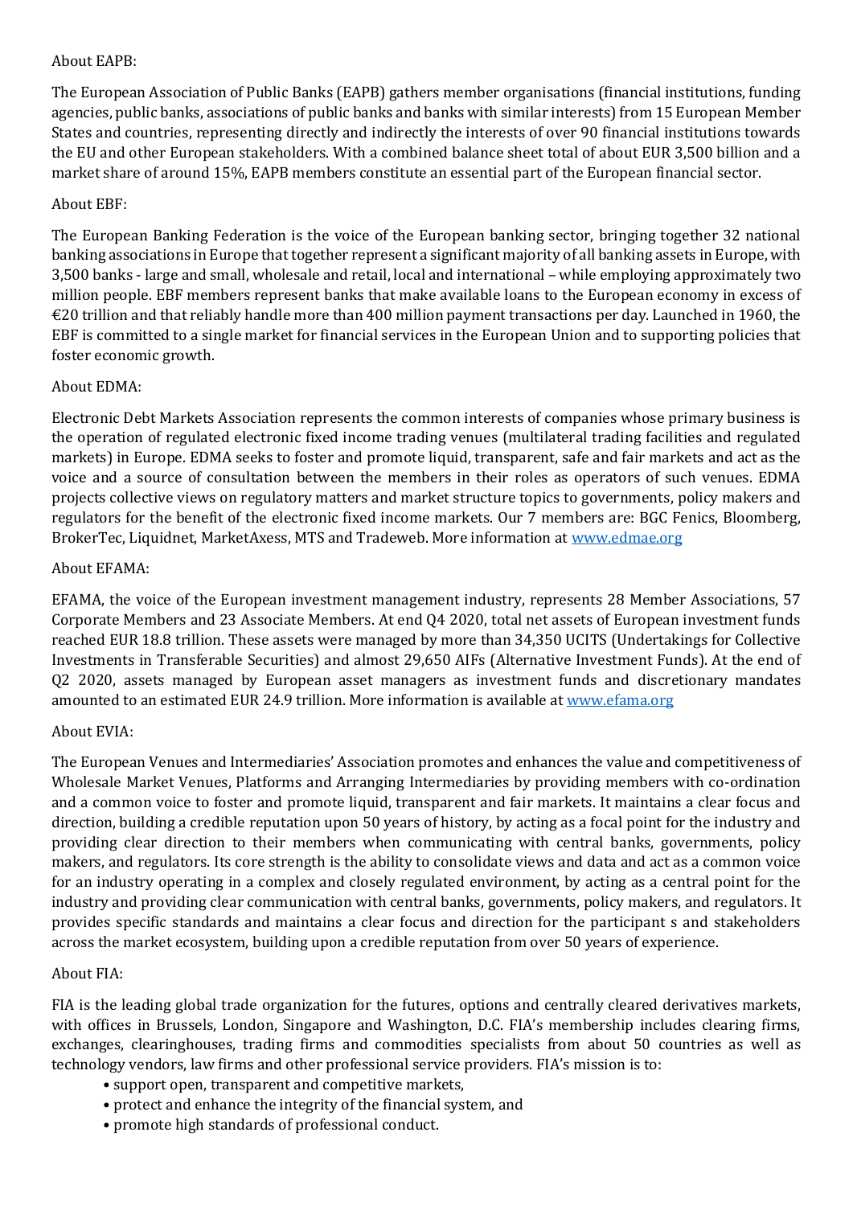About EAPB:

The European Association of Public Banks (EAPB) gathers member organisations (financial institutions, funding agencies, public banks, associations of public banks and banks with similar interests) from 15 European Member States and countries, representing directly and indirectly the interests of over 90 financial institutions towards the EU and other European stakeholders. With a combined balance sheet total of about EUR 3,500 billion and a market share of around 15%, EAPB members constitute an essential part of the European financial sector.

About EBF:

The European Banking Federation is the voice of the European banking sector, bringing together 32 national banking associations in Europe that together represent a significant majority of all banking assets in Europe, with 3,500 banks - large and small, wholesale and retail, local and international – while employing approximately two million people. EBF members represent banks that make available loans to the European economy in excess of €20 trillion and that reliably handle more than 400 million payment transactions per day. Launched in 1960, the EBF is committed to a single market for financial services in the European Union and to supporting policies that foster economic growth.

About EDMA:

Electronic Debt Markets Association represents the common interests of companies whose primary business is the operation of regulated electronic fixed income trading venues (multilateral trading facilities and regulated markets) in Europe. EDMA seeks to foster and promote liquid, transparent, safe and fair markets and act as the voice and a source of consultation between the members in their roles as operators of such venues. EDMA projects collective views on regulatory matters and market structure topics to governments, policy makers and regulators for the benefit of the electronic fixed income markets. Our 7 members are: BGC Fenics, Bloomberg, BrokerTec, Liquidnet, MarketAxess, MTS and Tradeweb. More information at [www.edmae.org](www.edmae.org)

About EFAMA:

EFAMA, the voice of the European investment management industry, represents 28 Member Associations, 57 Corporate Members and 23 Associate Members. At end Q4 2020, total net assets of European investment funds reached EUR 18.8 trillion. These assets were managed by more than 34,350 UCITS (Undertakings for Collective Investments in Transferable Securities) and almost 29,650 AIFs (Alternative Investment Funds). At the end of Q2 2020, assets managed by European asset managers as investment funds and discretionary mandates amounted to an estimated EUR 24.9 trillion. More information is available at [www.efama.org](www.efama.org)

About EVIA:

The European Venues and Intermediaries' Association promotes and enhances the value and competitiveness of Wholesale Market Venues, Platforms and Arranging Intermediaries by providing members with co-ordination and a common voice to foster and promote liquid, transparent and fair markets. It maintains a clear focus and direction, building a credible reputation upon 50 years of history, by acting as a focal point for the industry and providing clear direction to their members when communicating with central banks, governments, policy makers, and regulators. Its core strength is the ability to consolidate views and data and act as a common voice for an industry operating in a complex and closely regulated environment, by acting as a central point for the industry and providing clear communication with central banks, governments, policy makers, and regulators. It provides specific standards and maintains a clear focus and direction for the participant s and stakeholders across the market ecosystem, building upon a credible reputation from over 50 years of experience.

About FIA:

FIA is the leading global trade organization for the futures, options and centrally cleared derivatives markets, with offices in Brussels, London, Singapore and Washington, D.C. FIA's membership includes clearing firms, exchanges, clearinghouses, trading firms and commodities specialists from about 50 countries as well as technology vendors, law firms and other professional service providers. FIA's mission is to:

- support open, transparent and competitive markets,
- protect and enhance the integrity of the financial system, and
- promote high standards of professional conduct.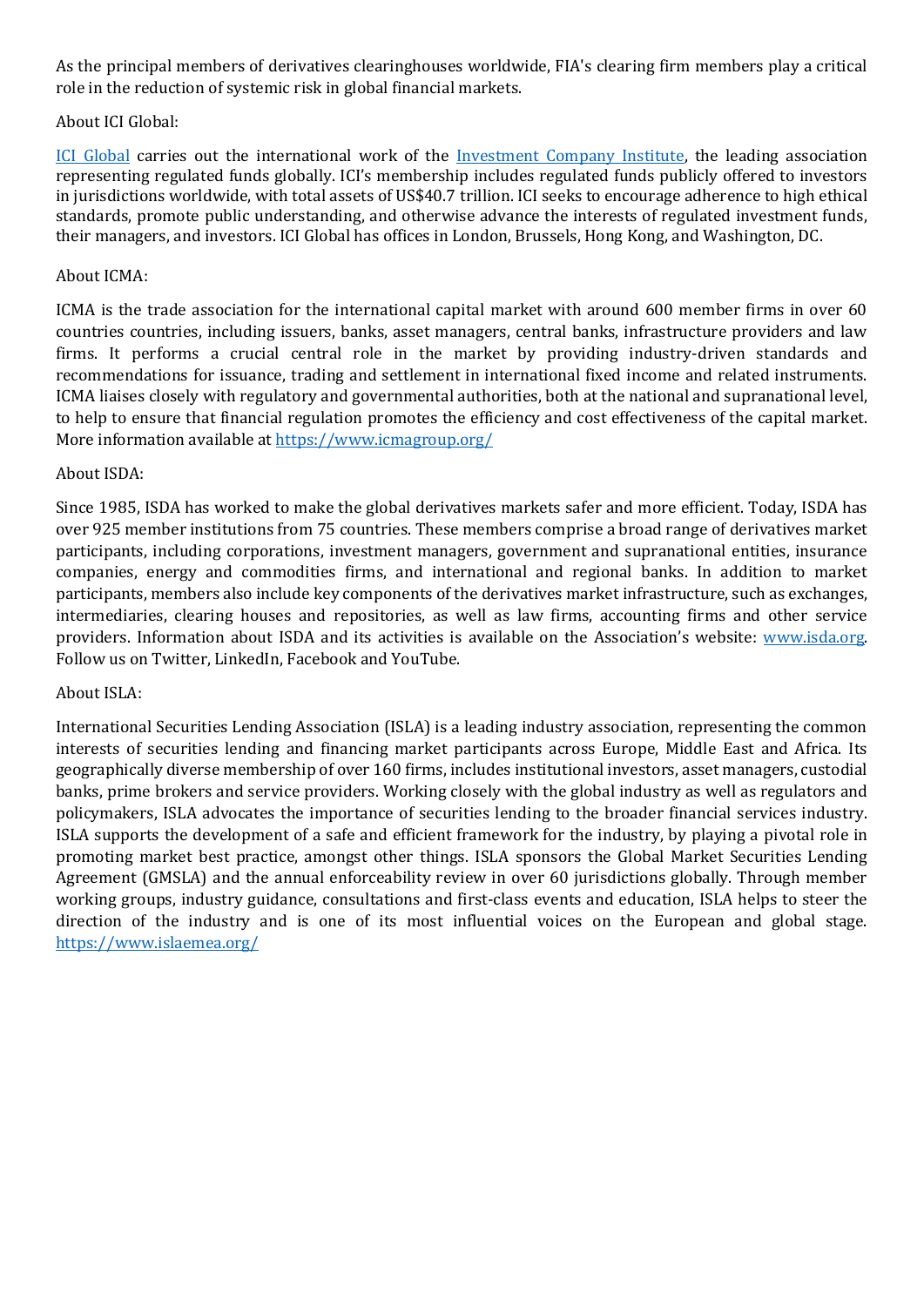As the principal members of derivatives clearinghouses worldwide, FIA's clearing firm members play a critical role in the reduction of systemic risk in global financial markets.

About ICI Global:

ICI Global carries out the international work of the Investment Company Institute, the leading association representing regulated funds globally. ICI's membership includes regulated funds publicly offered to investors in jurisdictions worldwide, with total assets of US$40.7 trillion. ICI seeks to encourage adherence to high ethical standards, promote public understanding, and otherwise advance the interests of regulated investment funds, their managers, and investors. ICI Global has offices in London, Brussels, Hong Kong, and Washington, DC.

About ICMA:

ICMA is the trade association for the international capital market with around 600 member firms in over 60 countries countries, including issuers, banks, asset managers, central banks, infrastructure providers and law firms. It performs a crucial central role in the market by providing industry-driven standards and recommendations for issuance, trading and settlement in international fixed income and related instruments. ICMA liaises closely with regulatory and governmental authorities, both at the national and supranational level, to help to ensure that financial regulation promotes the efficiency and cost effectiveness of the capital market. More information available at https://www.icmagroup.org/

About ISDA:

Since 1985, ISDA has worked to make the global derivatives markets safer and more efficient. Today, ISDA has over 925 member institutions from 75 countries. These members comprise a broad range of derivatives market participants, including corporations, investment managers, government and supranational entities, insurance companies, energy and commodities firms, and international and regional banks. In addition to market participants, members also include key components of the derivatives market infrastructure, such as exchanges, intermediaries, clearing houses and repositories, as well as law firms, accounting firms and other service providers. Information about ISDA and its activities is available on the Association's website: www.isda.org. Follow us on Twitter, LinkedIn, Facebook and YouTube.

About ISLA:

International Securities Lending Association (ISLA) is a leading industry association, representing the common interests of securities lending and financing market participants across Europe, Middle East and Africa. Its geographically diverse membership of over 160 firms, includes institutional investors, asset managers, custodial banks, prime brokers and service providers. Working closely with the global industry as well as regulators and policymakers, ISLA advocates the importance of securities lending to the broader financial services industry. ISLA supports the development of a safe and efficient framework for the industry, by playing a pivotal role in promoting market best practice, amongst other things. ISLA sponsors the Global Market Securities Lending Agreement (GMSLA) and the annual enforceability review in over 60 jurisdictions globally. Through member working groups, industry guidance, consultations and first-class events and education, ISLA helps to steer the direction of the industry and is one of its most influential voices on the European and global stage. https://www.islaemea.org/